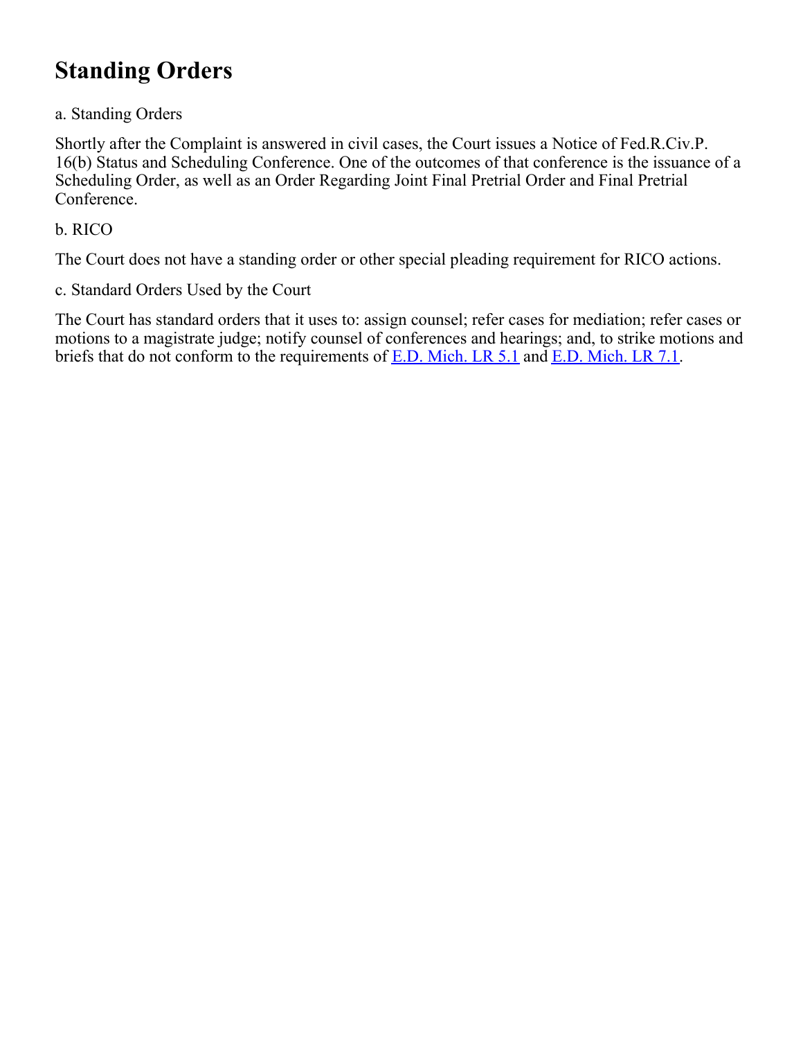# Standing Orders

a. Standing Orders

Shortly after the Complaint is answered in civil cases, the Court issues a Notice of Fed.R.Civ.P. 16(b) Status and Scheduling Conference. One of the outcomes of that conference is the issuance of a Scheduling Order, as well as an Order Regarding Joint Final Pretrial Order and Final Pretrial Conference.

b. RICO

The Court does not have a standing order or other special pleading requirement for RICO actions.

c. Standard Orders Used by the Court

The Court has standard orders that it uses to: assign counsel; refer cases for mediation; refer cases or motions to a magistrate judge; notify counsel of conferences and hearings; and, to strike motions and briefs that do not conform to the requirements of E.D. Mich. LR 5.1 and E.D. Mich. LR 7.1.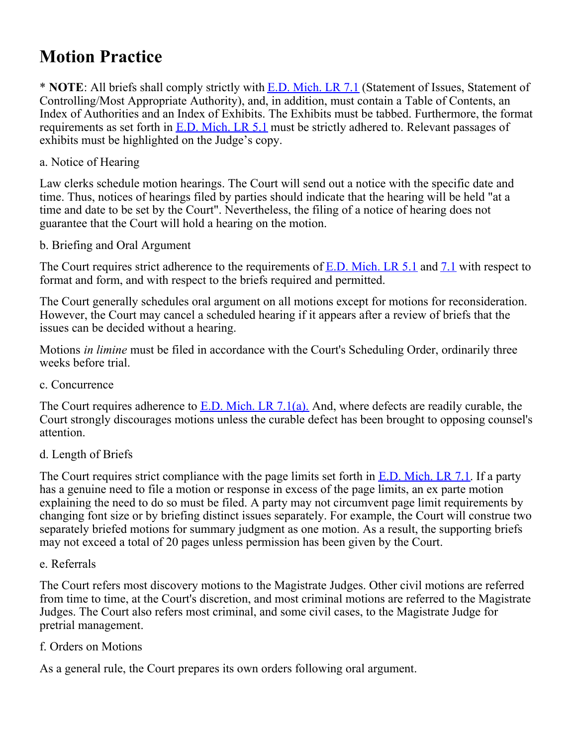# Motion Practice

* **NOTE**: All briefs shall comply strictly with E.D. Mich. LR 7.1 (Statement of Issues, Statement of Controlling/Most Appropriate Authority), and, in addition, must contain a Table of Contents, an Index of Authorities and an Index of Exhibits. The Exhibits must be tabbed. Furthermore, the format requirements as set forth in E.D. Mich. LR 5.1 must be strictly adhered to. Relevant passages of exhibits must be highlighted on the Judge's copy.

a. Notice of Hearing

Law clerks schedule motion hearings. The Court will send out a notice with the specific date and time. Thus, notices of hearings filed by parties should indicate that the hearing will be held "at a time and date to be set by the Court". Nevertheless, the filing of a notice of hearing does not guarantee that the Court will hold a hearing on the motion.

b. Briefing and Oral Argument

The Court requires strict adherence to the requirements of E.D. Mich. LR 5.1 and 7.1 with respect to format and form, and with respect to the briefs required and permitted.

The Court generally schedules oral argument on all motions except for motions for reconsideration. However, the Court may cancel a scheduled hearing if it appears after a review of briefs that the issues can be decided without a hearing.

Motions *in limine* must be filed in accordance with the Court's Scheduling Order, ordinarily three weeks before trial.

c. Concurrence

The Court requires adherence to E.D. Mich. LR 7.1(a). And, where defects are readily curable, the Court strongly discourages motions unless the curable defect has been brought to opposing counsel's attention.

d. Length of Briefs

The Court requires strict compliance with the page limits set forth in E.D. Mich. LR 7.1. If a party has a genuine need to file a motion or response in excess of the page limits, an ex parte motion explaining the need to do so must be filed. A party may not circumvent page limit requirements by changing font size or by briefing distinct issues separately. For example, the Court will construe two separately briefed motions for summary judgment as one motion. As a result, the supporting briefs may not exceed a total of 20 pages unless permission has been given by the Court.

e. Referrals

The Court refers most discovery motions to the Magistrate Judges. Other civil motions are referred from time to time, at the Court's discretion, and most criminal motions are referred to the Magistrate Judges. The Court also refers most criminal, and some civil cases, to the Magistrate Judge for pretrial management.

f. Orders on Motions

As a general rule, the Court prepares its own orders following oral argument.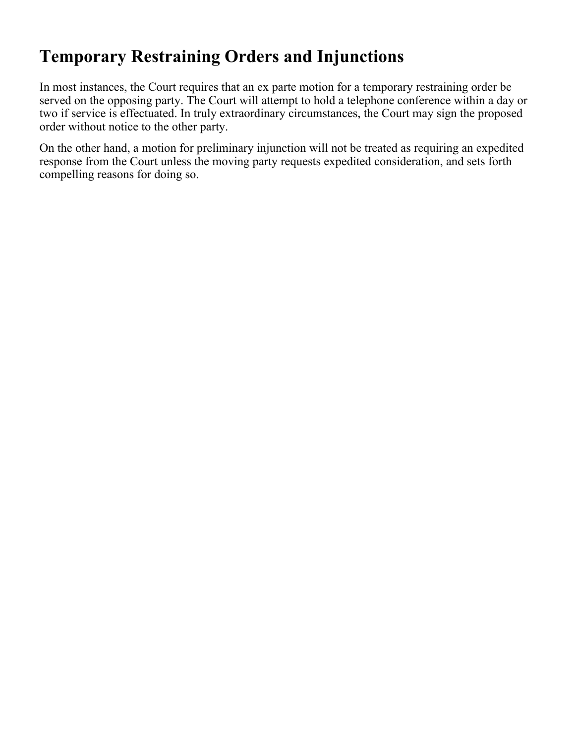## Temporary Restraining Orders and Injunctions

In most instances, the Court requires that an ex parte motion for a temporary restraining order be served on the opposing party. The Court will attempt to hold a telephone conference within a day or two if service is effectuated. In truly extraordinary circumstances, the Court may sign the proposed order without notice to the other party.

On the other hand, a motion for preliminary injunction will not be treated as requiring an expedited response from the Court unless the moving party requests expedited consideration, and sets forth compelling reasons for doing so.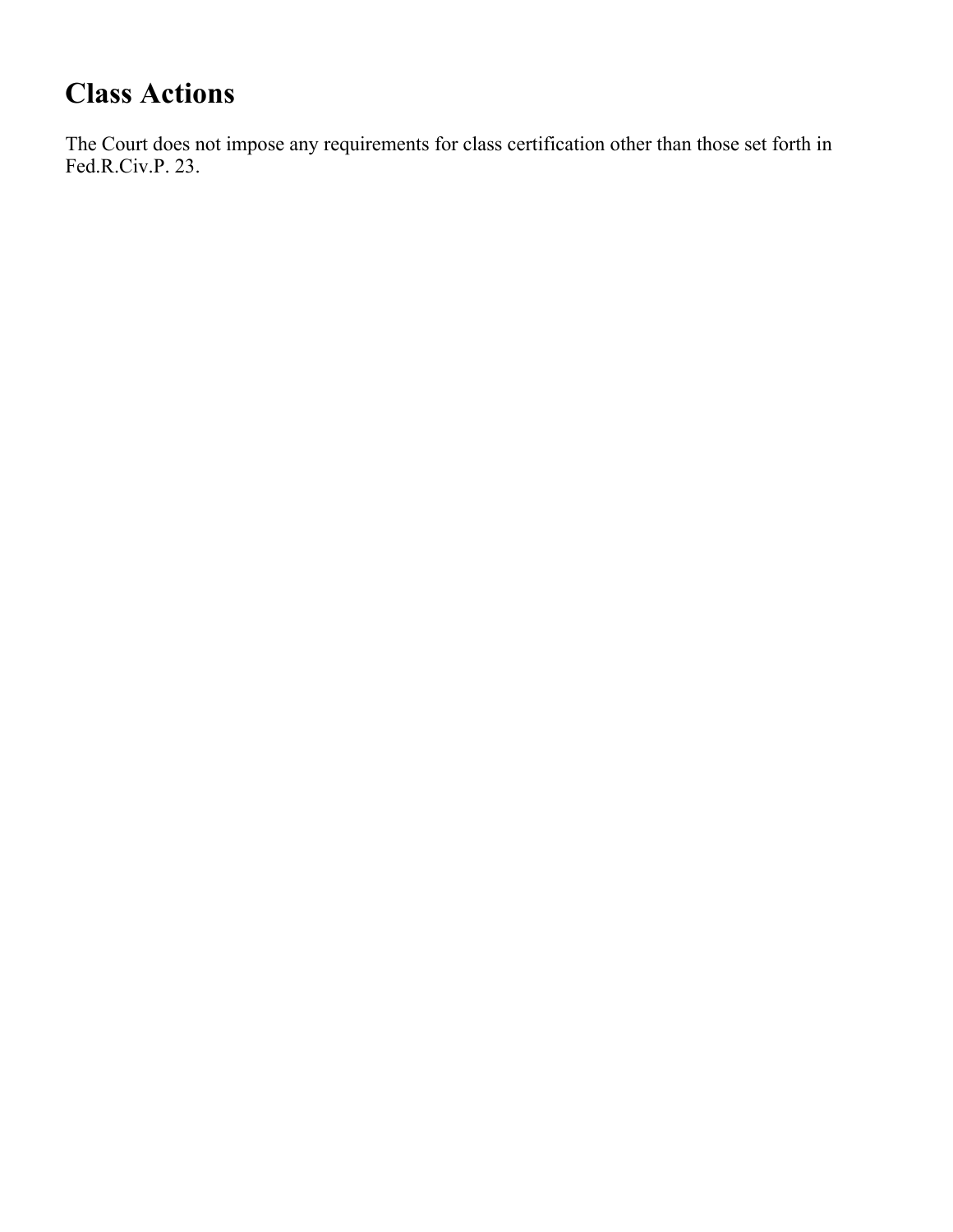# Class Actions

The Court does not impose any requirements for class certification other than those set forth in Fed.R.Civ.P. 23.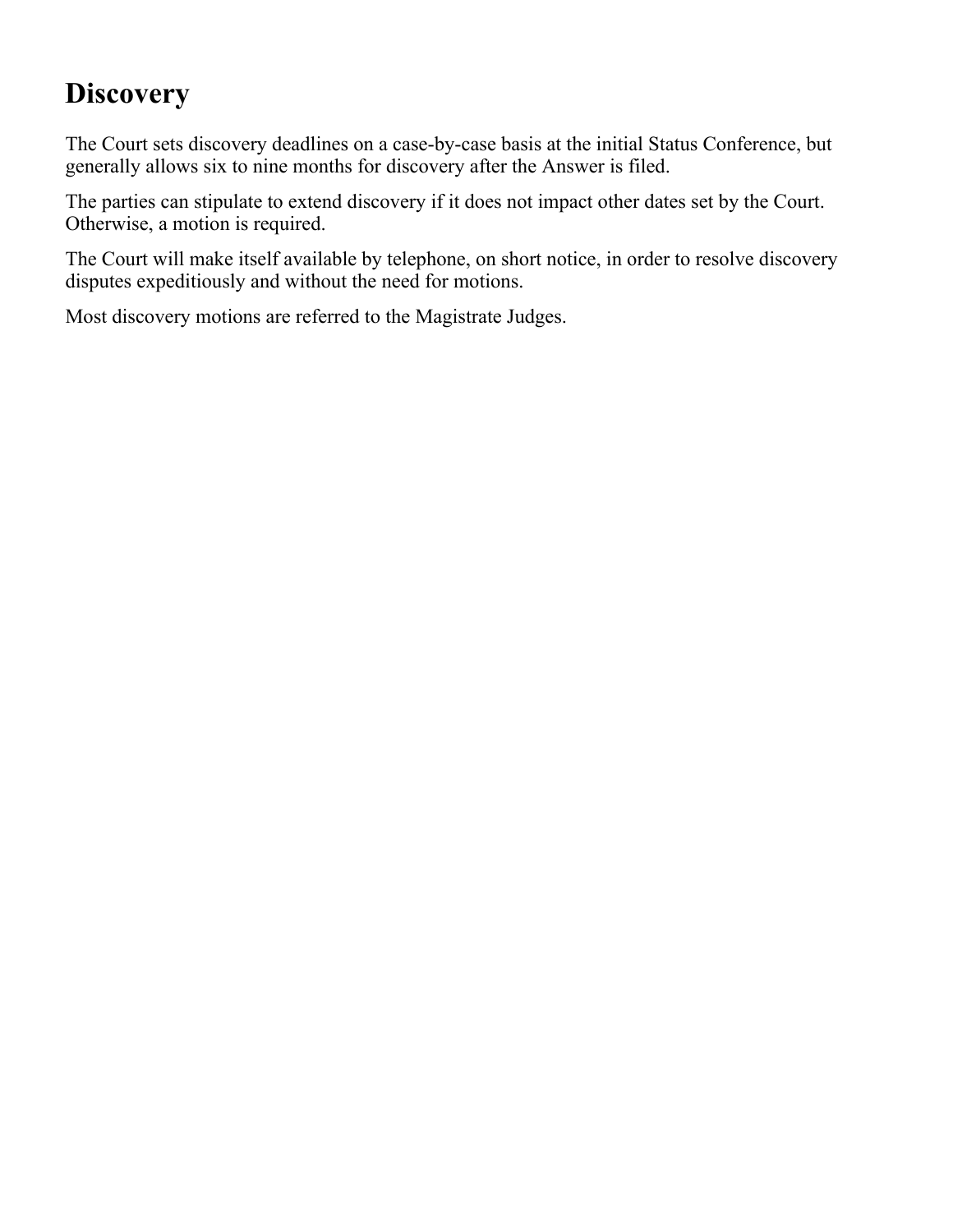## Discovery

The Court sets discovery deadlines on a case-by-case basis at the initial Status Conference, but generally allows six to nine months for discovery after the Answer is filed.

The parties can stipulate to extend discovery if it does not impact other dates set by the Court. Otherwise, a motion is required.

The Court will make itself available by telephone, on short notice, in order to resolve discovery disputes expeditiously and without the need for motions.

Most discovery motions are referred to the Magistrate Judges.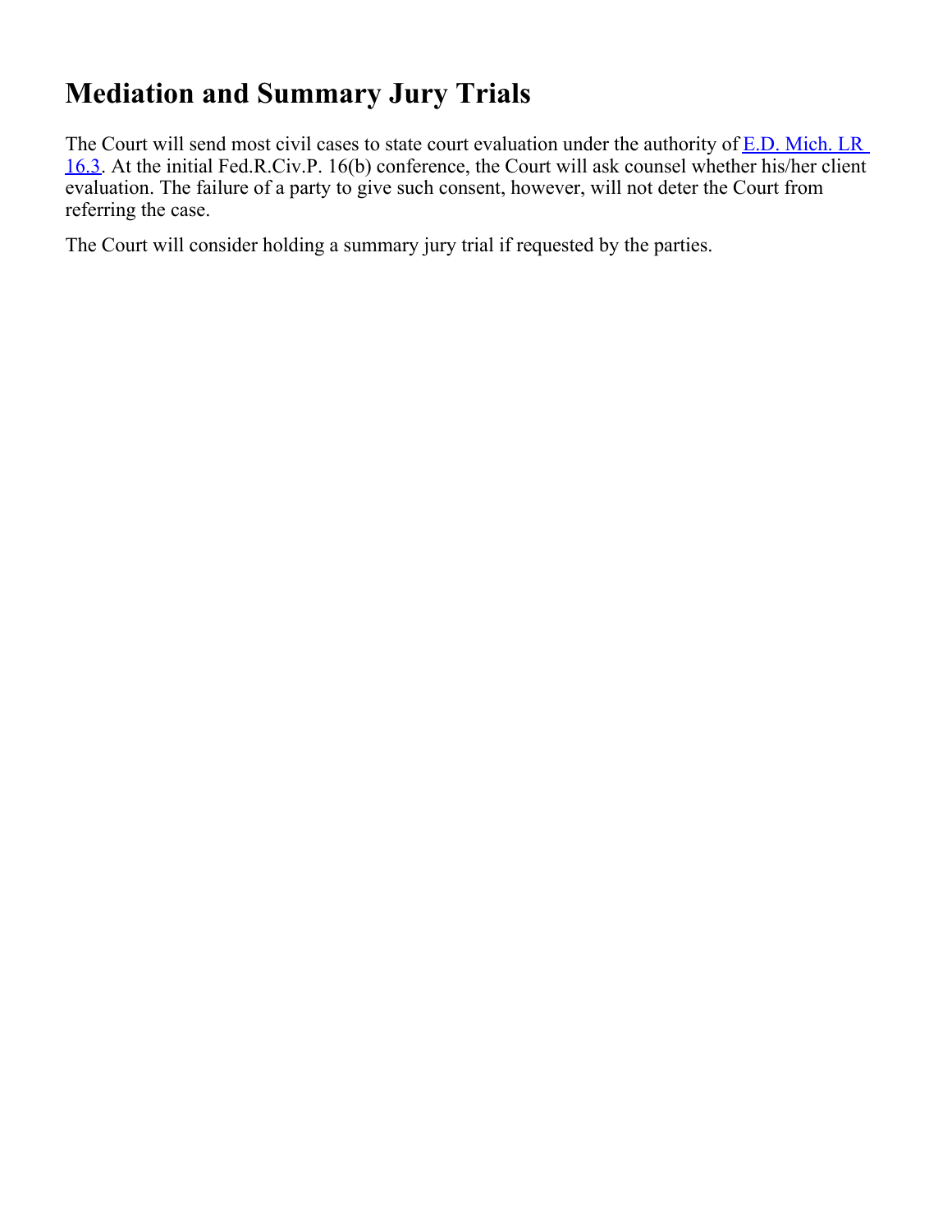# Mediation and Summary Jury Trials

The Court will send most civil cases to state court evaluation under the authority of [E.D. Mich. LR 16.3](). At the initial Fed.R.Civ.P. 16(b) conference, the Court will ask counsel whether his/her client evaluation. The failure of a party to give such consent, however, will not deter the Court from referring the case.

The Court will consider holding a summary jury trial if requested by the parties.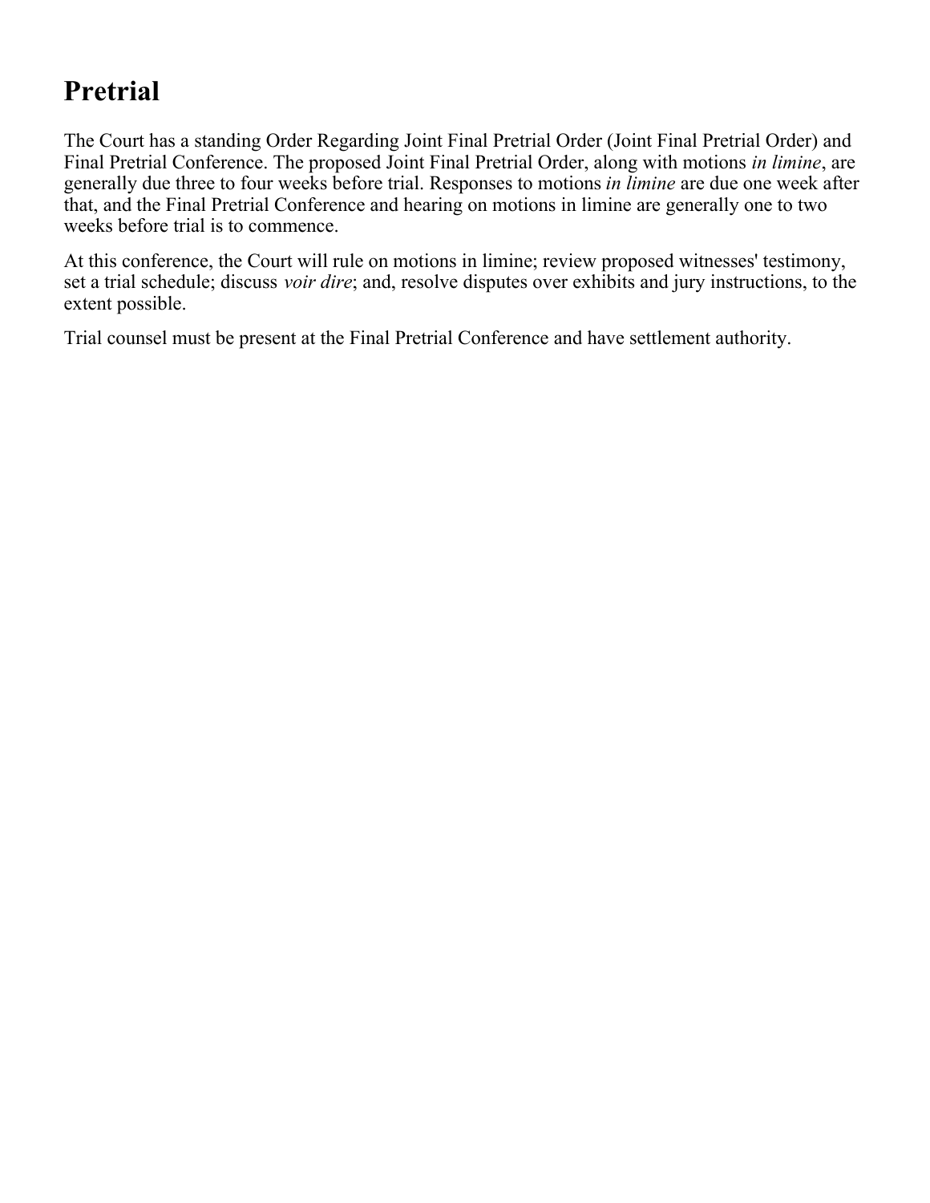# Pretrial

The Court has a standing Order Regarding Joint Final Pretrial Order (Joint Final Pretrial Order) and Final Pretrial Conference. The proposed Joint Final Pretrial Order, along with motions *in limine*, are generally due three to four weeks before trial. Responses to motions *in limine* are due one week after that, and the Final Pretrial Conference and hearing on motions in limine are generally one to two weeks before trial is to commence.

At this conference, the Court will rule on motions in limine; review proposed witnesses' testimony, set a trial schedule; discuss *voir dire*; and, resolve disputes over exhibits and jury instructions, to the extent possible.

Trial counsel must be present at the Final Pretrial Conference and have settlement authority.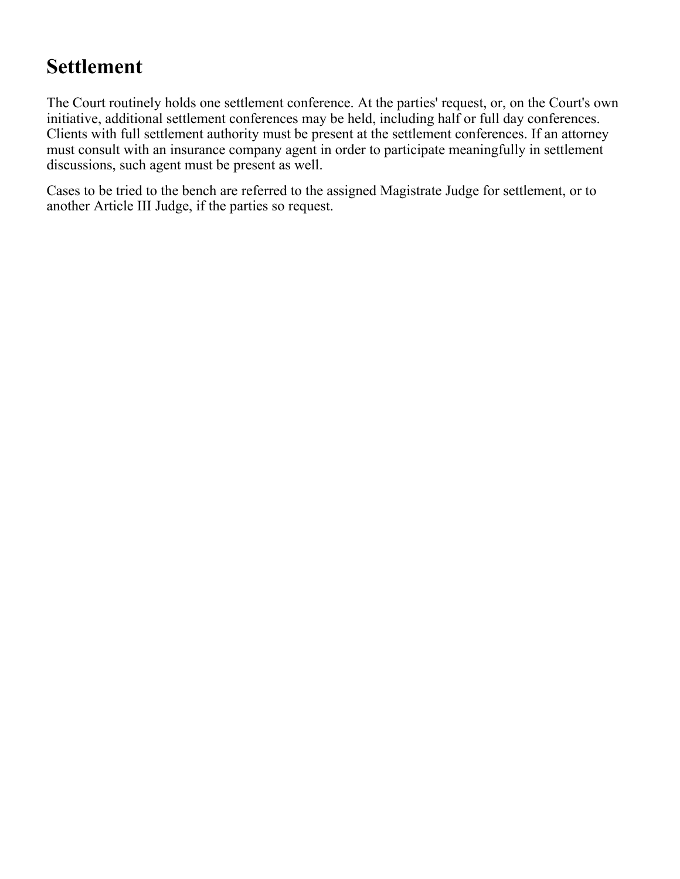## Settlement

The Court routinely holds one settlement conference. At the parties' request, or, on the Court's own initiative, additional settlement conferences may be held, including half or full day conferences. Clients with full settlement authority must be present at the settlement conferences. If an attorney must consult with an insurance company agent in order to participate meaningfully in settlement discussions, such agent must be present as well.

Cases to be tried to the bench are referred to the assigned Magistrate Judge for settlement, or to another Article III Judge, if the parties so request.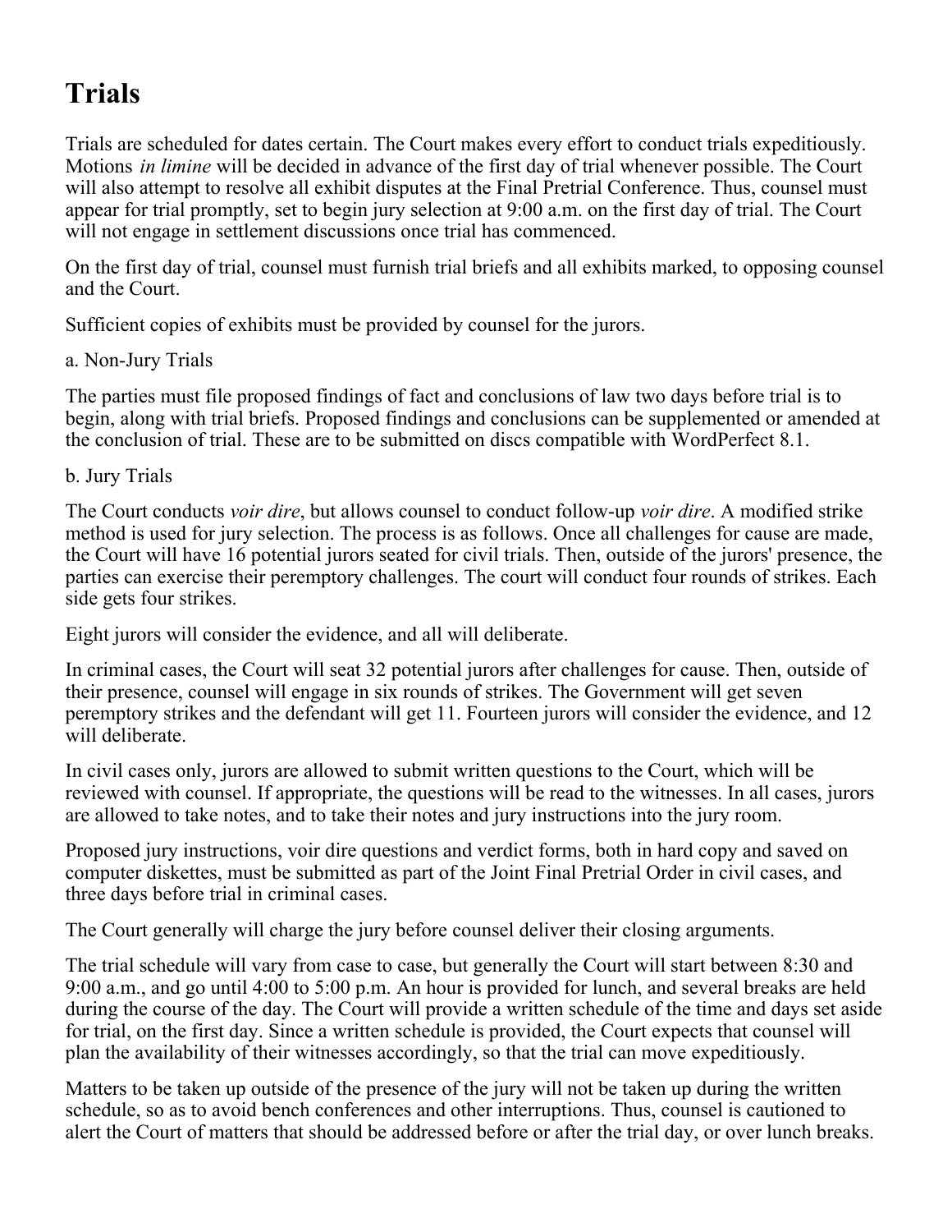# Trials

Trials are scheduled for dates certain. The Court makes every effort to conduct trials expeditiously. Motions *in limine* will be decided in advance of the first day of trial whenever possible. The Court will also attempt to resolve all exhibit disputes at the Final Pretrial Conference. Thus, counsel must appear for trial promptly, set to begin jury selection at 9:00 a.m. on the first day of trial. The Court will not engage in settlement discussions once trial has commenced.

On the first day of trial, counsel must furnish trial briefs and all exhibits marked, to opposing counsel and the Court.

Sufficient copies of exhibits must be provided by counsel for the jurors.

a. Non-Jury Trials

The parties must file proposed findings of fact and conclusions of law two days before trial is to begin, along with trial briefs. Proposed findings and conclusions can be supplemented or amended at the conclusion of trial. These are to be submitted on discs compatible with WordPerfect 8.1.

b. Jury Trials

The Court conducts *voir dire*, but allows counsel to conduct follow-up *voir dire*. A modified strike method is used for jury selection. The process is as follows. Once all challenges for cause are made, the Court will have 16 potential jurors seated for civil trials. Then, outside of the jurors' presence, the parties can exercise their peremptory challenges. The court will conduct four rounds of strikes. Each side gets four strikes.

Eight jurors will consider the evidence, and all will deliberate.

In criminal cases, the Court will seat 32 potential jurors after challenges for cause. Then, outside of their presence, counsel will engage in six rounds of strikes. The Government will get seven peremptory strikes and the defendant will get 11. Fourteen jurors will consider the evidence, and 12 will deliberate.

In civil cases only, jurors are allowed to submit written questions to the Court, which will be reviewed with counsel. If appropriate, the questions will be read to the witnesses. In all cases, jurors are allowed to take notes, and to take their notes and jury instructions into the jury room.

Proposed jury instructions, voir dire questions and verdict forms, both in hard copy and saved on computer diskettes, must be submitted as part of the Joint Final Pretrial Order in civil cases, and three days before trial in criminal cases.

The Court generally will charge the jury before counsel deliver their closing arguments.

The trial schedule will vary from case to case, but generally the Court will start between 8:30 and 9:00 a.m., and go until 4:00 to 5:00 p.m. An hour is provided for lunch, and several breaks are held during the course of the day. The Court will provide a written schedule of the time and days set aside for trial, on the first day. Since a written schedule is provided, the Court expects that counsel will plan the availability of their witnesses accordingly, so that the trial can move expeditiously.

Matters to be taken up outside of the presence of the jury will not be taken up during the written schedule, so as to avoid bench conferences and other interruptions. Thus, counsel is cautioned to alert the Court of matters that should be addressed before or after the trial day, or over lunch breaks.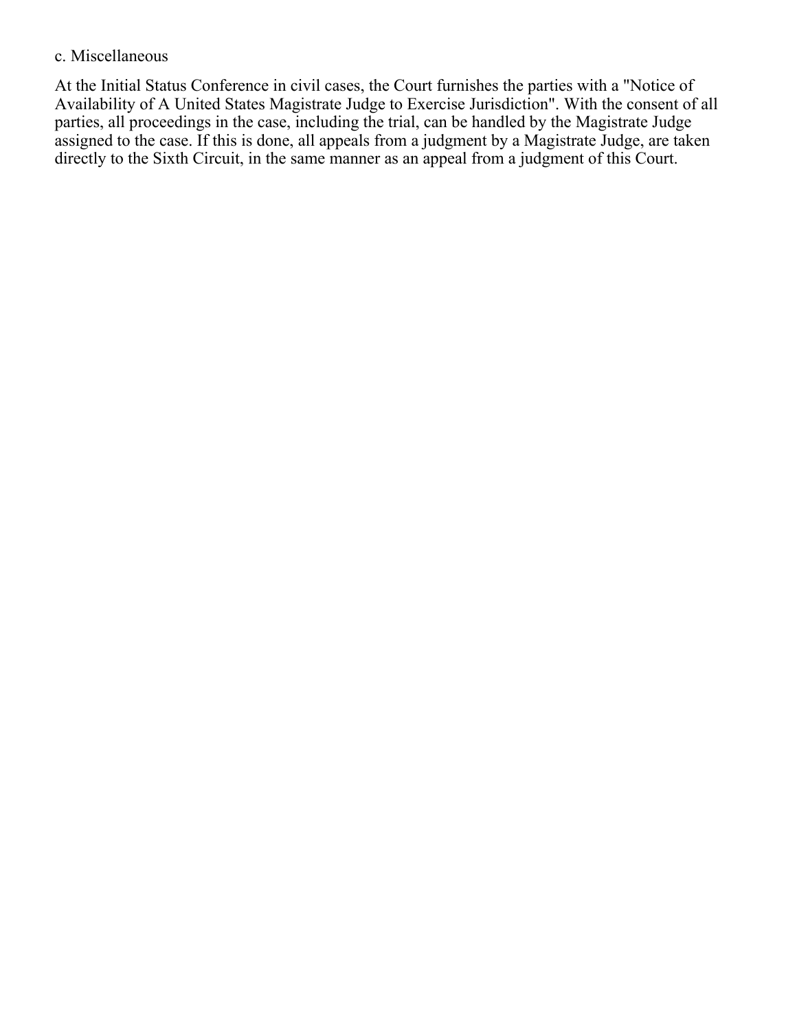c. Miscellaneous

At the Initial Status Conference in civil cases, the Court furnishes the parties with a "Notice of Availability of A United States Magistrate Judge to Exercise Jurisdiction". With the consent of all parties, all proceedings in the case, including the trial, can be handled by the Magistrate Judge assigned to the case. If this is done, all appeals from a judgment by a Magistrate Judge, are taken directly to the Sixth Circuit, in the same manner as an appeal from a judgment of this Court.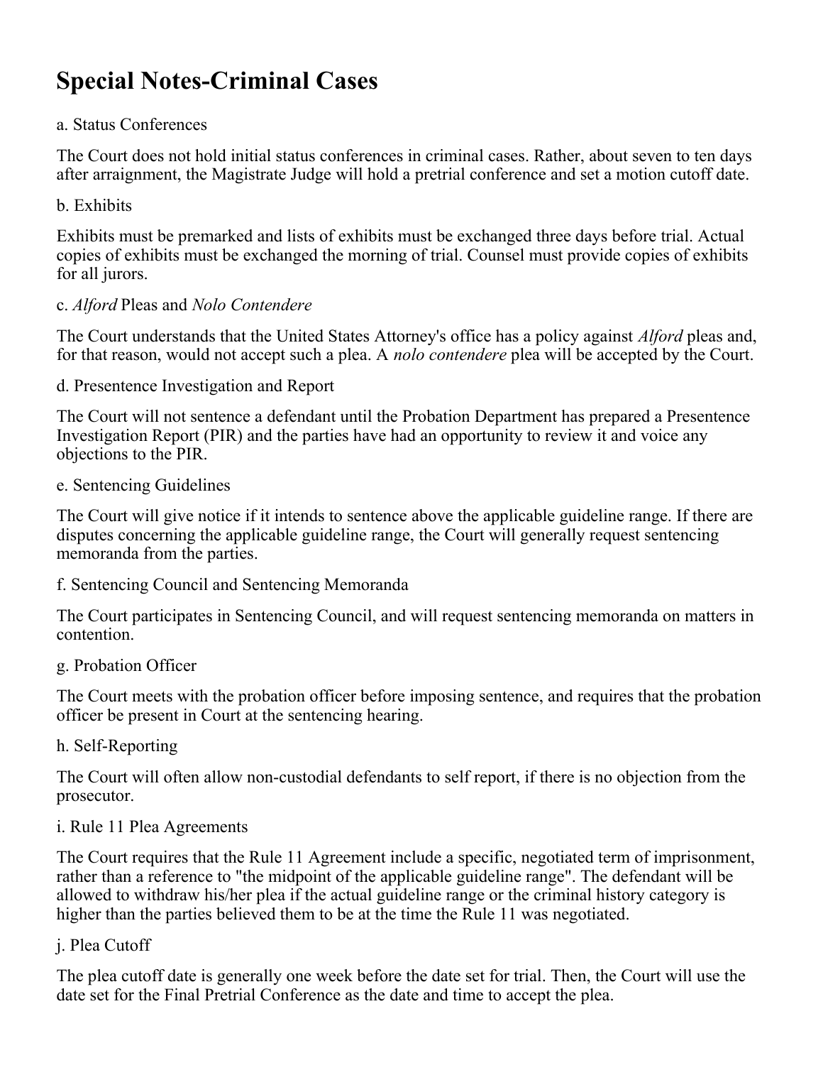# Special Notes-Criminal Cases

a. Status Conferences

The Court does not hold initial status conferences in criminal cases. Rather, about seven to ten days after arraignment, the Magistrate Judge will hold a pretrial conference and set a motion cutoff date.

b. Exhibits

Exhibits must be premarked and lists of exhibits must be exchanged three days before trial. Actual copies of exhibits must be exchanged the morning of trial. Counsel must provide copies of exhibits for all jurors.

c. *Alford* Pleas and *Nolo Contendere*

The Court understands that the United States Attorney's office has a policy against *Alford* pleas and, for that reason, would not accept such a plea. A *nolo contendere* plea will be accepted by the Court.

d. Presentence Investigation and Report

The Court will not sentence a defendant until the Probation Department has prepared a Presentence Investigation Report (PIR) and the parties have had an opportunity to review it and voice any objections to the PIR.

e. Sentencing Guidelines

The Court will give notice if it intends to sentence above the applicable guideline range. If there are disputes concerning the applicable guideline range, the Court will generally request sentencing memoranda from the parties.

f. Sentencing Council and Sentencing Memoranda

The Court participates in Sentencing Council, and will request sentencing memoranda on matters in contention.

g. Probation Officer

The Court meets with the probation officer before imposing sentence, and requires that the probation officer be present in Court at the sentencing hearing.

h. Self-Reporting

The Court will often allow non-custodial defendants to self report, if there is no objection from the prosecutor.

i. Rule 11 Plea Agreements

The Court requires that the Rule 11 Agreement include a specific, negotiated term of imprisonment, rather than a reference to "the midpoint of the applicable guideline range". The defendant will be allowed to withdraw his/her plea if the actual guideline range or the criminal history category is higher than the parties believed them to be at the time the Rule 11 was negotiated.

j. Plea Cutoff

The plea cutoff date is generally one week before the date set for trial. Then, the Court will use the date set for the Final Pretrial Conference as the date and time to accept the plea.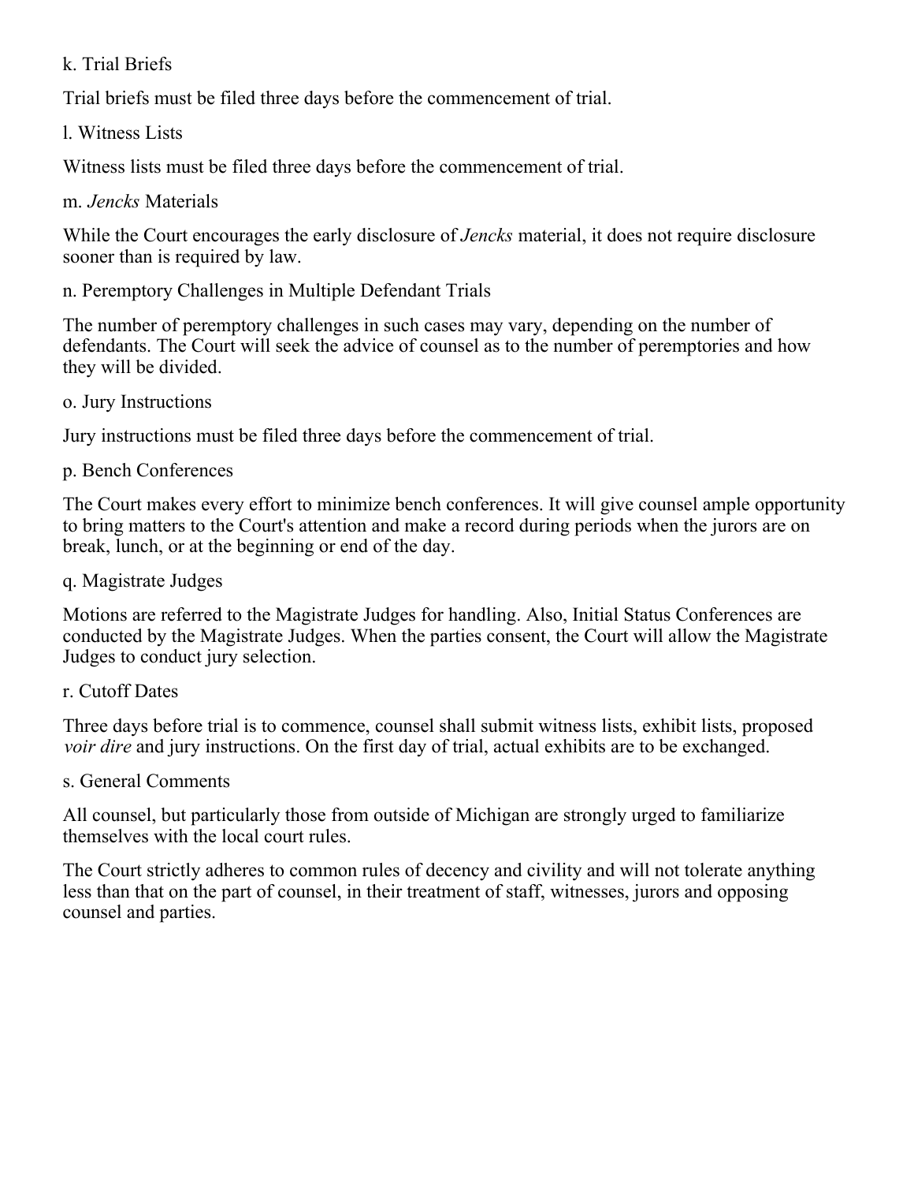k. Trial Briefs

Trial briefs must be filed three days before the commencement of trial.

l. Witness Lists

Witness lists must be filed three days before the commencement of trial.

m. *Jencks* Materials

While the Court encourages the early disclosure of *Jencks* material, it does not require disclosure sooner than is required by law.

n. Peremptory Challenges in Multiple Defendant Trials

The number of peremptory challenges in such cases may vary, depending on the number of defendants. The Court will seek the advice of counsel as to the number of peremptories and how they will be divided.

o. Jury Instructions

Jury instructions must be filed three days before the commencement of trial.

p. Bench Conferences

The Court makes every effort to minimize bench conferences. It will give counsel ample opportunity to bring matters to the Court's attention and make a record during periods when the jurors are on break, lunch, or at the beginning or end of the day.

q. Magistrate Judges

Motions are referred to the Magistrate Judges for handling. Also, Initial Status Conferences are conducted by the Magistrate Judges. When the parties consent, the Court will allow the Magistrate Judges to conduct jury selection.

r. Cutoff Dates

Three days before trial is to commence, counsel shall submit witness lists, exhibit lists, proposed *voir dire* and jury instructions. On the first day of trial, actual exhibits are to be exchanged.

s. General Comments

All counsel, but particularly those from outside of Michigan are strongly urged to familiarize themselves with the local court rules.

The Court strictly adheres to common rules of decency and civility and will not tolerate anything less than that on the part of counsel, in their treatment of staff, witnesses, jurors and opposing counsel and parties.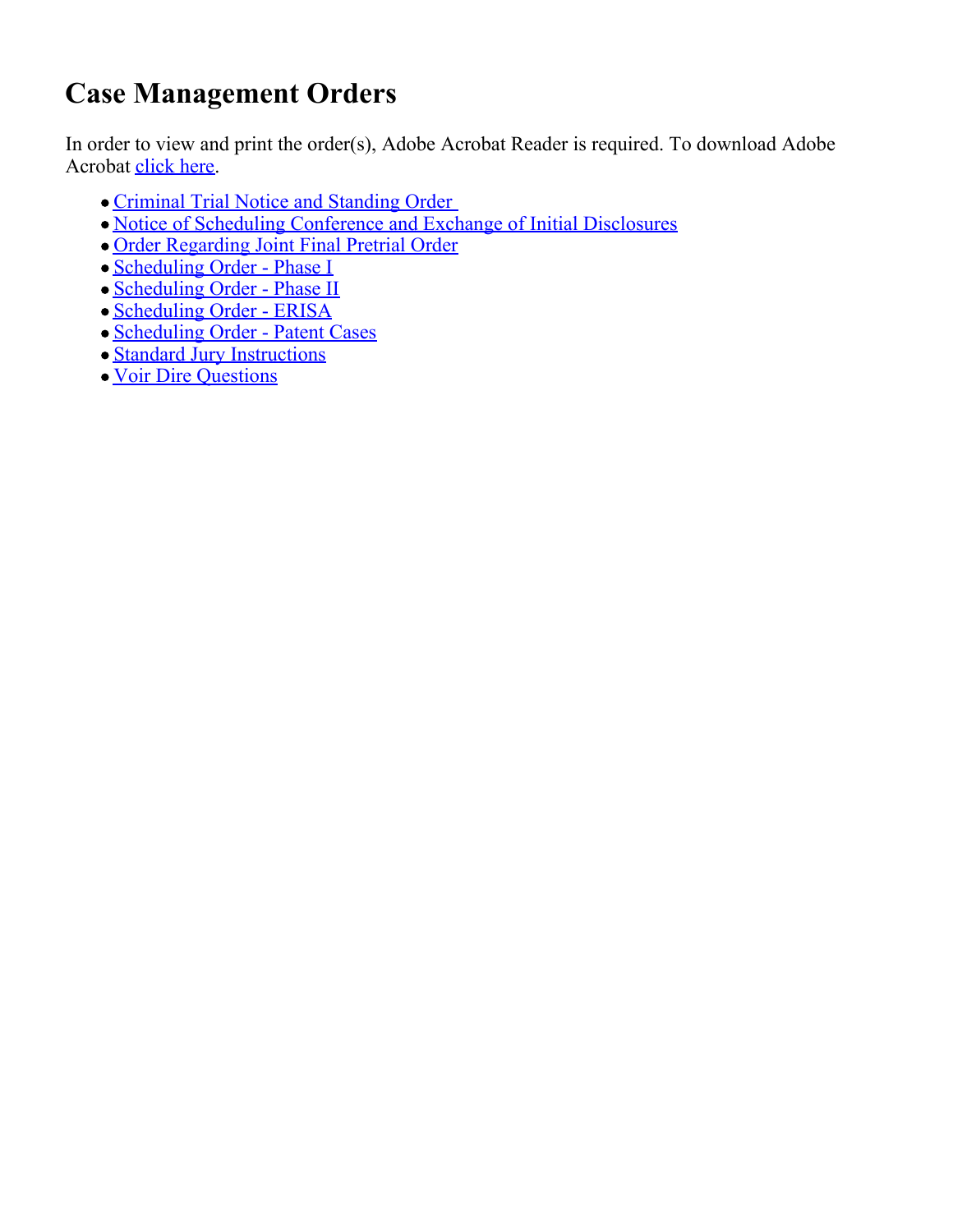# Case Management Orders

In order to view and print the order(s), Adobe Acrobat Reader is required. To download Adobe Acrobat click here.

- Criminal Trial Notice and Standing Order
- Notice of Scheduling Conference and Exchange of Initial Disclosures
- Order Regarding Joint Final Pretrial Order
- Scheduling Order - Phase I
- Scheduling Order - Phase II
- Scheduling Order - ERISA
- Scheduling Order - Patent Cases
- Standard Jury Instructions
- Voir Dire Questions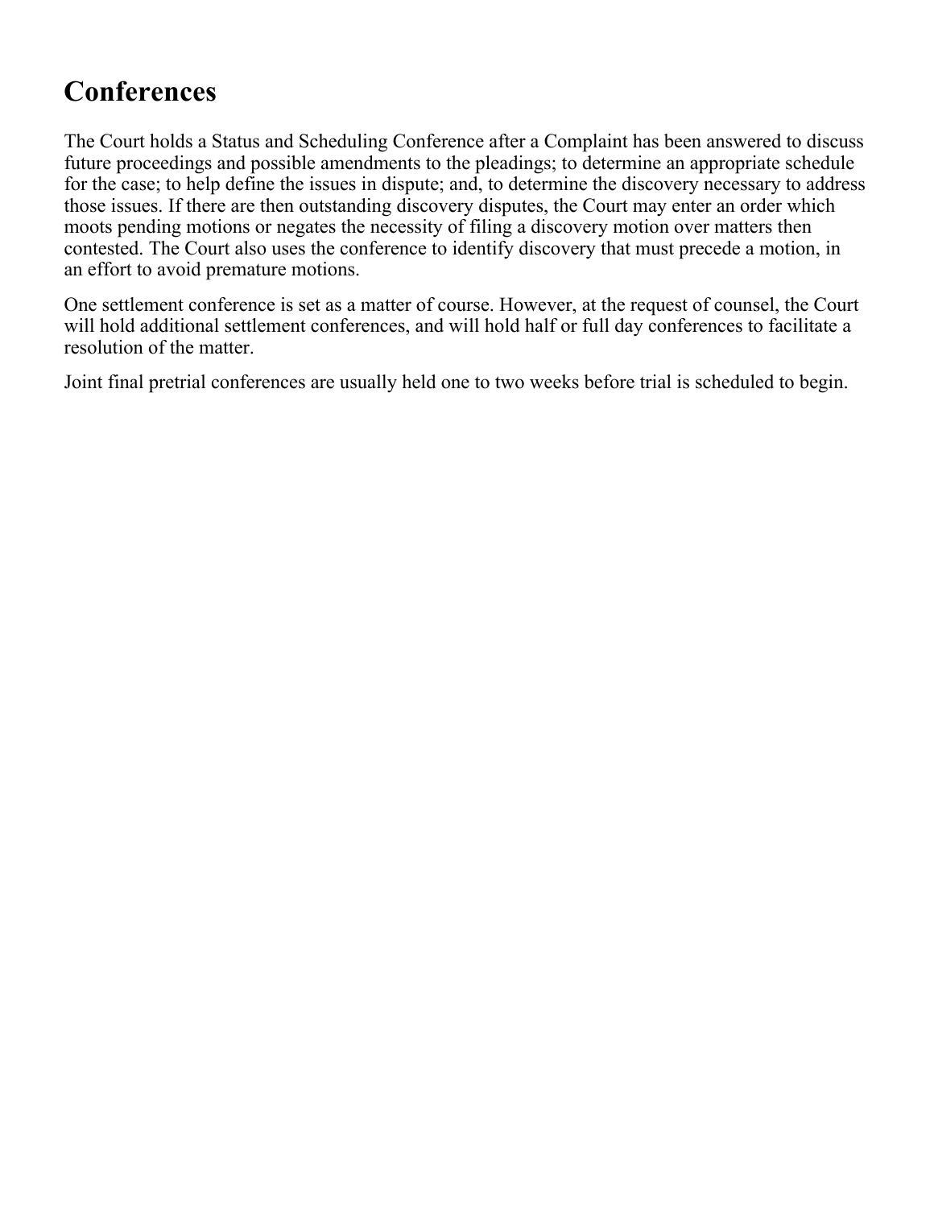## Conferences

The Court holds a Status and Scheduling Conference after a Complaint has been answered to discuss future proceedings and possible amendments to the pleadings; to determine an appropriate schedule for the case; to help define the issues in dispute; and, to determine the discovery necessary to address those issues. If there are then outstanding discovery disputes, the Court may enter an order which moots pending motions or negates the necessity of filing a discovery motion over matters then contested. The Court also uses the conference to identify discovery that must precede a motion, in an effort to avoid premature motions.

One settlement conference is set as a matter of course. However, at the request of counsel, the Court will hold additional settlement conferences, and will hold half or full day conferences to facilitate a resolution of the matter.

Joint final pretrial conferences are usually held one to two weeks before trial is scheduled to begin.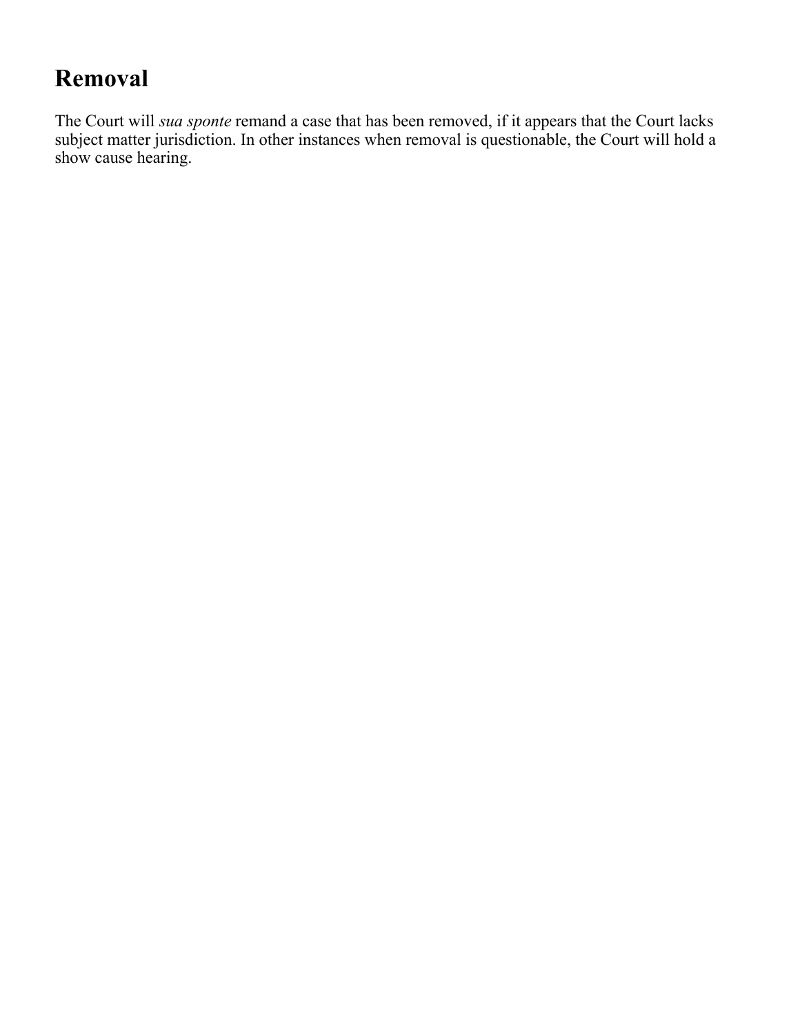## Removal

The Court will *sua sponte* remand a case that has been removed, if it appears that the Court lacks subject matter jurisdiction. In other instances when removal is questionable, the Court will hold a show cause hearing.